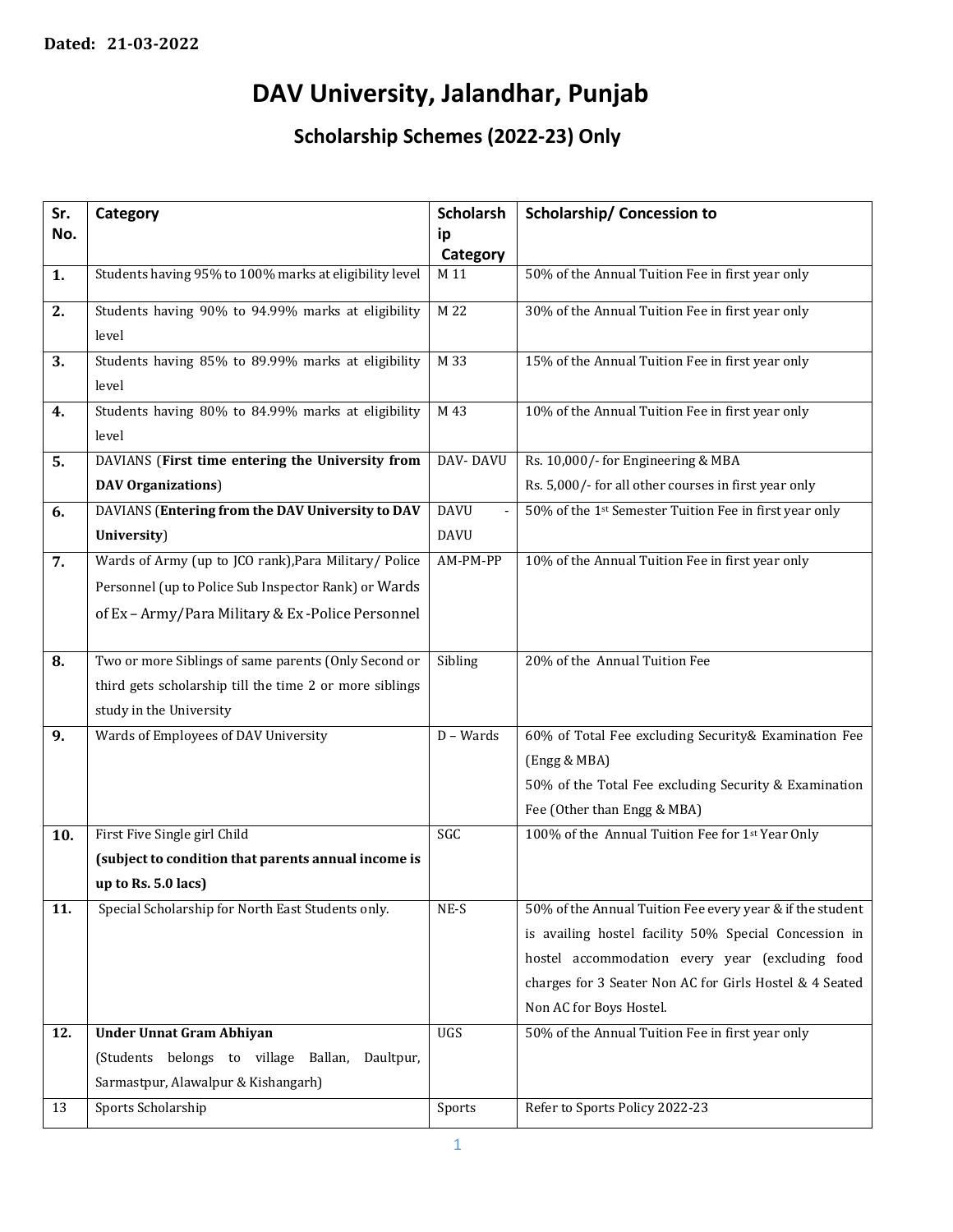**Dated: 21-03-2022**

# DAV University, Jalandhar, Punjab

## Scholarship Schemes (2022-23) Only

| Sr. No. | Category | Scholarship Category | Scholarship/ Concession to |
|---|---|---|---|
| 1. | Students having 95% to 100% marks at eligibility level | M 11 | 50% of the Annual Tuition Fee in first year only |
| 2. | Students having 90% to 94.99% marks at eligibility level | M 22 | 30% of the Annual Tuition Fee in first year only |
| 3. | Students having 85% to 89.99% marks at eligibility level | M 33 | 15% of the Annual Tuition Fee in first year only |
| 4. | Students having 80% to 84.99% marks at eligibility level | M 43 | 10% of the Annual Tuition Fee in first year only |
| 5. | DAVIANS (**First time entering the University from DAV Organizations**) | DAV- DAVU | Rs. 10,000/- for Engineering & MBA<br>Rs. 5,000/- for all other courses in first year only |
| 6. | DAVIANS (**Entering from the DAV University to DAV University**) | DAVU - DAVU | 50% of the 1st Semester Tuition Fee in first year only |
| 7. | Wards of Army (up to JCO rank),Para Military/ Police Personnel (up to Police Sub Inspector Rank) or Wards of Ex – Army/Para Military & Ex -Police Personnel | AM-PM-PP | 10% of the Annual Tuition Fee in first year only |
| 8. | Two or more Siblings of same parents (Only Second or third gets scholarship till the time 2 or more siblings study in the University | Sibling | 20% of the Annual Tuition Fee |
| 9. | Wards of Employees of DAV University | D – Wards | 60% of Total Fee excluding Security& Examination Fee (Engg & MBA)<br>50% of the Total Fee excluding Security & Examination Fee (Other than Engg & MBA) |
| 10. | First Five Single girl Child<br>**(subject to condition that parents annual income is up to Rs. 5.0 lacs)** | SGC | 100% of the Annual Tuition Fee for 1st Year Only |
| 11. | Special Scholarship for North East Students only. | NE-S | 50% of the Annual Tuition Fee every year & if the student is availing hostel facility 50% Special Concession in hostel accommodation every year (excluding food charges for 3 Seater Non AC for Girls Hostel & 4 Seated Non AC for Boys Hostel. |
| 12. | **Under Unnat Gram Abhiyan**<br>(Students belongs to village Ballan, Daultpur, Sarmastpur, Alawalpur & Kishangarh) | UGS | 50% of the Annual Tuition Fee in first year only |
| 13 | Sports Scholarship | Sports | Refer to Sports Policy 2022-23 |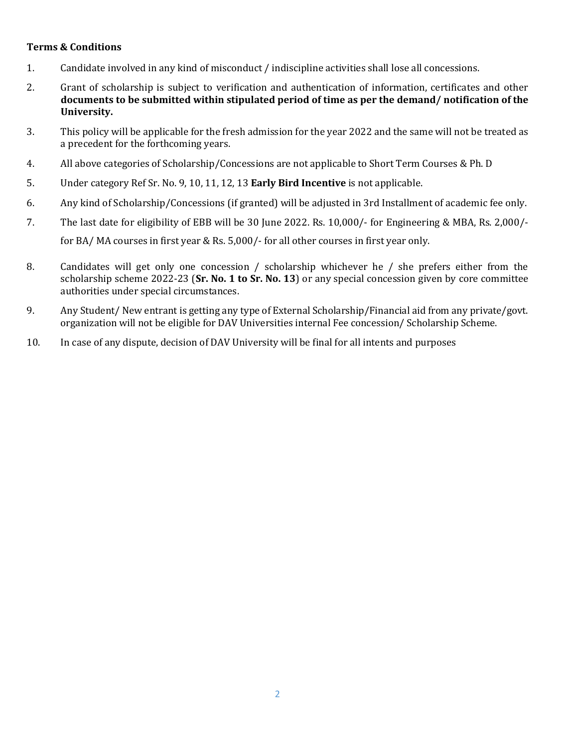**Terms & Conditions**

1. Candidate involved in any kind of misconduct / indiscipline activities shall lose all concessions.
2. Grant of scholarship is subject to verification and authentication of information, certificates and other **documents to be submitted within stipulated period of time as per the demand/ notification of the University.**
3. This policy will be applicable for the fresh admission for the year 2022 and the same will not be treated as a precedent for the forthcoming years.
4. All above categories of Scholarship/Concessions are not applicable to Short Term Courses & Ph. D
5. Under category Ref Sr. No. 9, 10, 11, 12, 13 **Early Bird Incentive** is not applicable.
6. Any kind of Scholarship/Concessions (if granted) will be adjusted in 3rd Installment of academic fee only.
7. The last date for eligibility of EBB will be 30 June 2022. Rs. 10,000/- for Engineering & MBA, Rs. 2,000/- for BA/ MA courses in first year & Rs. 5,000/- for all other courses in first year only.
8. Candidates will get only one concession / scholarship whichever he / she prefers either from the scholarship scheme 2022-23 (**Sr. No. 1 to Sr. No. 13**) or any special concession given by core committee authorities under special circumstances.
9. Any Student/ New entrant is getting any type of External Scholarship/Financial aid from any private/govt. organization will not be eligible for DAV Universities internal Fee concession/ Scholarship Scheme.
10. In case of any dispute, decision of DAV University will be final for all intents and purposes